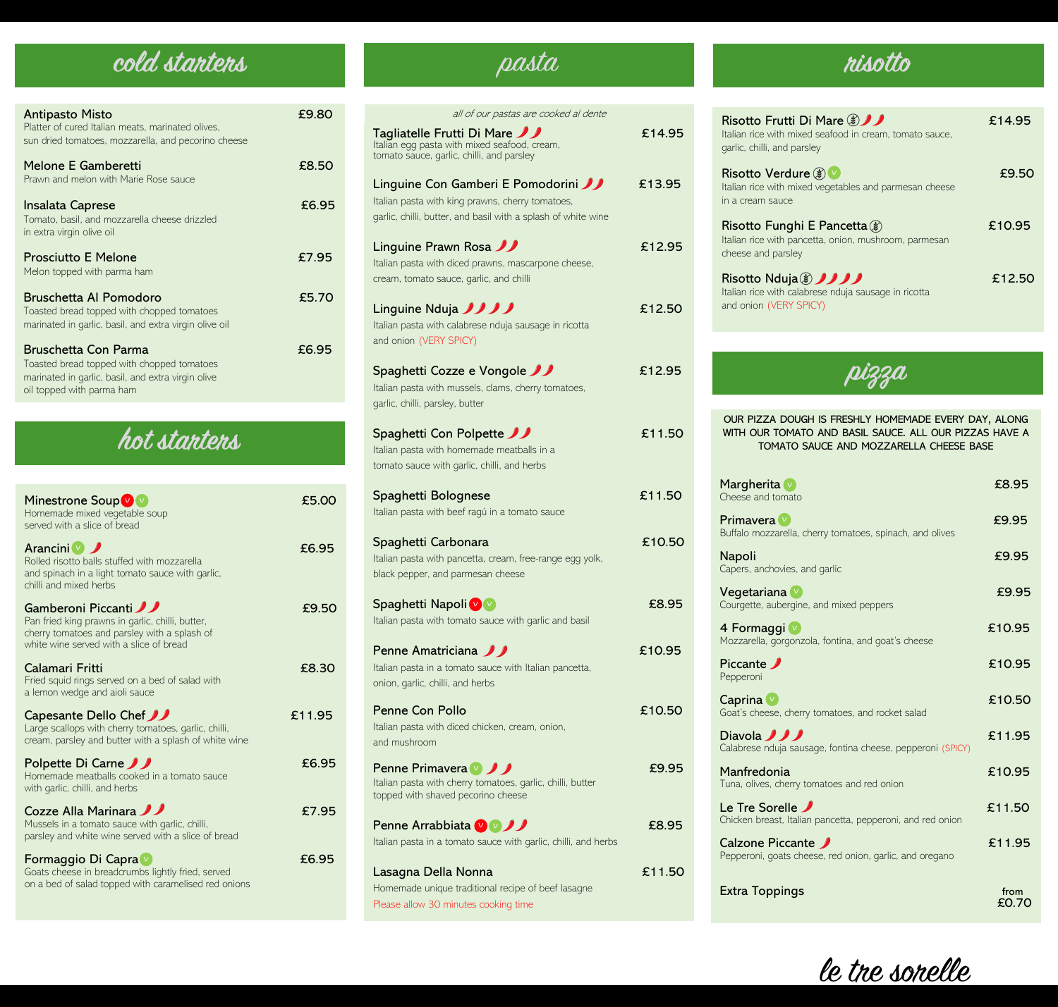## cold starters

**Antipasto Misto** — £9.80
Platter of cured Italian meats, marinated olives, sun dried tomatoes, mozzarella, and pecorino cheese

**Melone E Gamberetti** — £8.50
Prawn and melon with Marie Rose sauce

**Insalata Caprese** — £6.95
Tomato, basil, and mozzarella cheese drizzled in extra virgin olive oil

**Prosciutto E Melone** — £7.95
Melon topped with parma ham

**Bruschetta Al Pomodoro** — £5.70
Toasted bread topped with chopped tomatoes marinated in garlic, basil, and extra virgin olive oil

**Bruschetta Con Parma** — £6.95
Toasted bread topped with chopped tomatoes marinated in garlic, basil, and extra virgin olive oil topped with parma ham

## hot starters

**Minestrone Soup** (V) (v) — £5.00
Homemade mixed vegetable soup served with a slice of bread

**Arancini** (v) 🌶 — £6.95
Rolled risotto balls stuffed with mozzarella and spinach in a light tomato sauce with garlic, chilli and mixed herbs

**Gamberoni Piccanti** 🌶🌶 — £9.50
Pan fried king prawns in garlic, chilli, butter, cherry tomatoes and parsley with a splash of white wine served with a slice of bread

**Calamari Fritti** — £8.30
Fried squid rings served on a bed of salad with a lemon wedge and aioli sauce

**Capesante Dello Chef** 🌶🌶 — £11.95
Large scallops with cherry tomatoes, garlic, chilli, cream, parsley and butter with a splash of white wine

**Polpette Di Carne** 🌶🌶 — £6.95
Homemade meatballs cooked in a tomato sauce with garlic, chilli, and herbs

**Cozze Alla Marinara** 🌶🌶 — £7.95
Mussels in a tomato sauce with garlic, chilli, parsley and white wine served with a slice of bread

**Formaggio Di Capra** (v) — £6.95
Goats cheese in breadcrumbs lightly fried, served on a bed of salad topped with caramelised red onions

## pasta

*all of our pastas are cooked al dente*

**Tagliatelle Frutti Di Mare** 🌶🌶 — £14.95
Italian egg pasta with mixed seafood, cream, tomato sauce, garlic, chilli, and parsley

**Linguine Con Gamberi E Pomodorini** 🌶🌶 — £13.95
Italian pasta with king prawns, cherry tomatoes, garlic, chilli, butter, and basil with a splash of white wine

**Linguine Prawn Rosa** 🌶🌶 — £12.95
Italian pasta with diced prawns, mascarpone cheese, cream, tomato sauce, garlic, and chilli

**Linguine Nduja** 🌶🌶🌶🌶 — £12.50
Italian pasta with calabrese nduja sausage in ricotta and onion (VERY SPICY)

**Spaghetti Cozze e Vongole** 🌶🌶 — £12.95
Italian pasta with mussels, clams, cherry tomatoes, garlic, chilli, parsley, butter

**Spaghetti Con Polpette** 🌶🌶 — £11.50
Italian pasta with homemade meatballs in a tomato sauce with garlic, chilli, and herbs

**Spaghetti Bolognese** — £11.50
Italian pasta with beef ragú in a tomato sauce

**Spaghetti Carbonara** — £10.50
Italian pasta with pancetta, cream, free-range egg yolk, black pepper, and parmesan cheese

**Spaghetti Napoli** (V) (v) — £8.95
Italian pasta with tomato sauce with garlic and basil

**Penne Amatriciana** 🌶🌶 — £10.95
Italian pasta in a tomato sauce with Italian pancetta, onion, garlic, chilli, and herbs

**Penne Con Pollo** — £10.50
Italian pasta with diced chicken, cream, onion, and mushroom

**Penne Primavera** (v) 🌶🌶 — £9.95
Italian pasta with cherry tomatoes, garlic, chilli, butter topped with shaved pecorino cheese

**Penne Arrabbiata** (V) (v) 🌶🌶 — £8.95
Italian pasta in a tomato sauce with garlic, chilli, and herbs

**Lasagna Della Nonna** — £11.50
Homemade unique traditional recipe of beef lasagne
Please allow 30 minutes cooking time

## risotto

**Risotto Frutti Di Mare** (GF) 🌶🌶 — £14.95
Italian rice with mixed seafood in cream, tomato sauce, garlic, chilli, and parsley

**Risotto Verdure** (GF) (v) — £9.50
Italian rice with mixed vegetables and parmesan cheese in a cream sauce

**Risotto Funghi E Pancetta** (GF) — £10.95
Italian rice with pancetta, onion, mushroom, parmesan cheese and parsley

**Risotto Nduja** (GF) 🌶🌶🌶🌶 — £12.50
Italian rice with calabrese nduja sausage in ricotta and onion (VERY SPICY)

## pizza

OUR PIZZA DOUGH IS FRESHLY HOMEMADE EVERY DAY, ALONG WITH OUR TOMATO AND BASIL SAUCE. ALL OUR PIZZAS HAVE A TOMATO SAUCE AND MOZZARELLA CHEESE BASE

**Margherita** (v) — £8.95
Cheese and tomato

**Primavera** (v) — £9.95
Buffalo mozzarella, cherry tomatoes, spinach, and olives

**Napoli** — £9.95
Capers, anchovies, and garlic

**Vegetariana** (v) — £9.95
Courgette, aubergine, and mixed peppers

**4 Formaggi** (v) — £10.95
Mozzarella, gorgonzola, fontina, and goat's cheese

**Piccante** 🌶 — £10.95
Pepperoni

**Caprina** (v) — £10.50
Goat's cheese, cherry tomatoes, and rocket salad

**Diavola** 🌶🌶🌶 — £11.95
Calabrese nduja sausage, fontina cheese, pepperoni (SPICY)

**Manfredonia** — £10.95
Tuna, olives, cherry tomatoes and red onion

**Le Tre Sorelle** 🌶 — £11.50
Chicken breast, Italian pancetta, pepperoni, and red onion

**Calzone Piccante** 🌶 — £11.95
Pepperoni, goats cheese, red onion, garlic, and oregano

**Extra Toppings** — from £0.70

le tre sorelle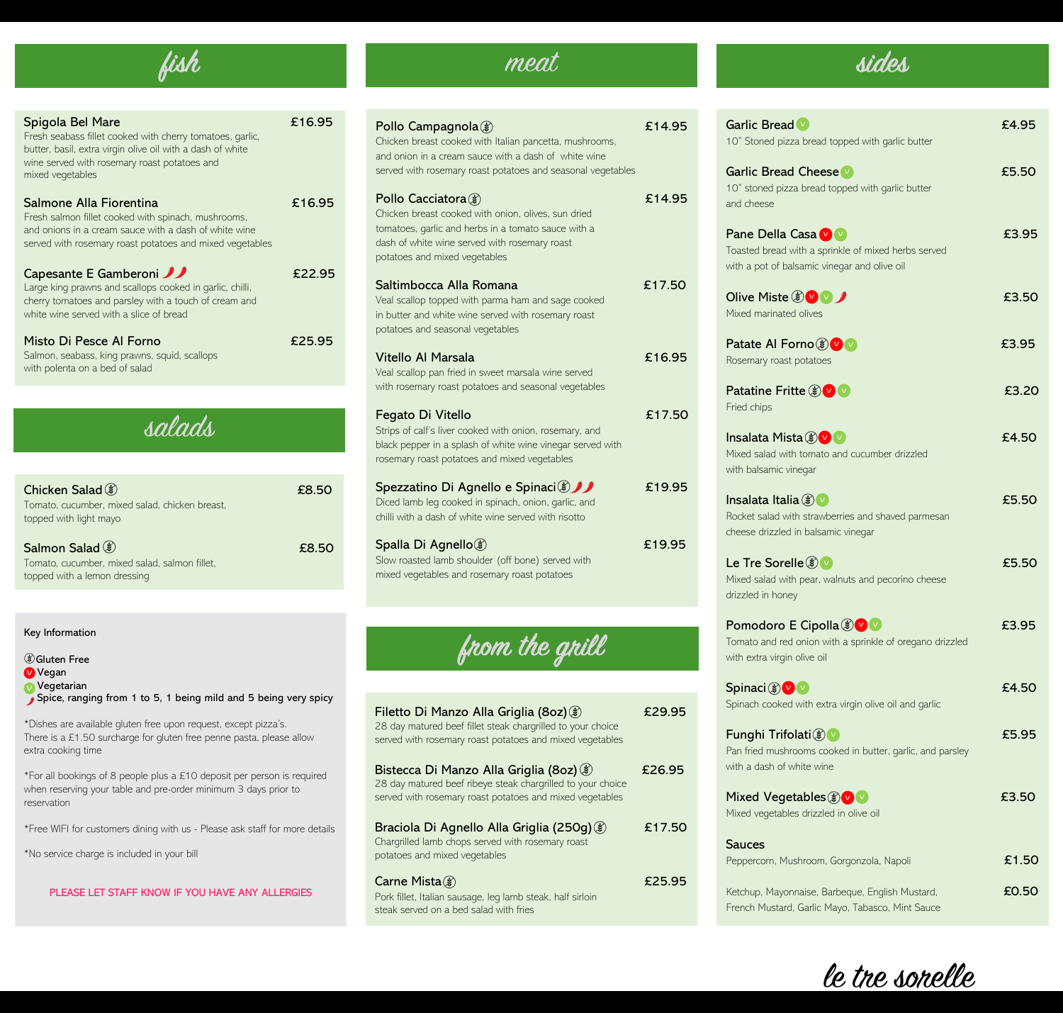## fish

**Spigola Bel Mare** £16.95
Fresh seabass fillet cooked with cherry tomatoes, garlic, butter, basil, extra virgin olive oil with a dash of white wine served with rosemary roast potatoes and mixed vegetables

**Salmone Alla Fiorentina** £16.95
Fresh salmon fillet cooked with spinach, mushrooms, and onions in a cream sauce with a dash of white wine served with rosemary roast potatoes and mixed vegetables

**Capesante E Gamberoni** 🌶🌶 £22.95
Large king prawns and scallops cooked in garlic, chilli, cherry tomatoes and parsley with a touch of cream and white wine served with a slice of bread

**Misto Di Pesce Al Forno** £25.95
Salmon, seabass, king prawns, squid, scallops with polenta on a bed of salad

## salads

**Chicken Salad** (GF) £8.50
Tomato, cucumber, mixed salad, chicken breast, topped with light mayo

**Salmon Salad** (GF) £8.50
Tomato, cucumber, mixed salad, salmon fillet, topped with a lemon dressing

Key Information

(GF) Gluten Free
(V) Vegan
(v) Vegetarian
🌶 Spice, ranging from 1 to 5, 1 being mild and 5 being very spicy

*Dishes are available gluten free upon request, except pizza's. There is a £1.50 surcharge for gluten free penne pasta, please allow extra cooking time

*For all bookings of 8 people plus a £10 deposit per person is required when reserving your table and pre-order minimum 3 days prior to reservation

*Free WIFI for customers dining with us - Please ask staff for more details

*No service charge is included in your bill

PLEASE LET STAFF KNOW IF YOU HAVE ANY ALLERGIES

## meat

**Pollo Campagnola** (GF) £14.95
Chicken breast cooked with Italian pancetta, mushrooms, and onion in a cream sauce with a dash of white wine served with rosemary roast potatoes and seasonal vegetables

**Pollo Cacciatora** (GF) £14.95
Chicken breast cooked with onion, olives, sun dried tomatoes, garlic and herbs in a tomato sauce with a dash of white wine served with rosemary roast potatoes and mixed vegetables

**Saltimbocca Alla Romana** £17.50
Veal scallop topped with parma ham and sage cooked in butter and white wine served with rosemary roast potatoes and seasonal vegetables

**Vitello Al Marsala** £16.95
Veal scallop pan fried in sweet marsala wine served with rosemary roast potatoes and seasonal vegetables

**Fegato Di Vitello** £17.50
Strips of calf's liver cooked with onion, rosemary, and black pepper in a splash of white wine vinegar served with rosemary roast potatoes and mixed vegetables

**Spezzatino Di Agnello e Spinaci** (GF) 🌶🌶 £19.95
Diced lamb leg cooked in spinach, onion, garlic, and chilli with a dash of white wine served with risotto

**Spalla Di Agnello** (GF) £19.95
Slow roasted lamb shoulder (off bone) served with mixed vegetables and rosemary roast potatoes

## from the grill

**Filetto Di Manzo Alla Griglia (8oz)** (GF) £29.95
28 day matured beef fillet steak chargrilled to your choice served with rosemary roast potatoes and mixed vegetables

**Bistecca Di Manzo Alla Griglia (8oz)** (GF) £26.95
28 day matured beef ribeye steak chargrilled to your choice served with rosemary roast potatoes and mixed vegetables

**Braciola Di Agnello Alla Griglia (250g)** (GF) £17.50
Chargrilled lamb chops served with rosemary roast potatoes and mixed vegetables

**Carne Mista** (GF) £25.95
Pork fillet, Italian sausage, leg lamb steak, half sirloin steak served on a bed salad with fries

## sides

**Garlic Bread** (v) £4.95
10" Stoned pizza bread topped with garlic butter

**Garlic Bread Cheese** (v) £5.50
10" stoned pizza bread topped with garlic butter and cheese

**Pane Della Casa** (V) (v) £3.95
Toasted bread with a sprinkle of mixed herbs served with a pot of balsamic vinegar and olive oil

**Olive Miste** (GF) (V) (v) 🌶 £3.50
Mixed marinated olives

**Patate Al Forno** (GF) (V) (v) £3.95
Rosemary roast potatoes

**Patatine Fritte** (GF) (V) (v) £3.20
Fried chips

**Insalata Mista** (GF) (V) (v) £4.50
Mixed salad with tomato and cucumber drizzled with balsamic vinegar

**Insalata Italia** (GF) (v) £5.50
Rocket salad with strawberries and shaved parmesan cheese drizzled in balsamic vinegar

**Le Tre Sorelle** (GF) (v) £5.50
Mixed salad with pear, walnuts and pecorino cheese drizzled in honey

**Pomodoro E Cipolla** (GF) (V) (v) £3.95
Tomato and red onion with a sprinkle of oregano drizzled with extra virgin olive oil

**Spinaci** (GF) (V) (v) £4.50
Spinach cooked with extra virgin olive oil and garlic

**Funghi Trifolati** (GF) (v) £5.95
Pan fried mushrooms cooked in butter, garlic, and parsley with a dash of white wine

**Mixed Vegetables** (GF) (V) (v) £3.50
Mixed vegetables drizzled in olive oil

**Sauces**
Peppercorn, Mushroom, Gorgonzola, Napoli £1.50

Ketchup, Mayonnaise, Barbeque, English Mustard, French Mustard, Garlic Mayo, Tabasco, Mint Sauce £0.50

le tre sorelle